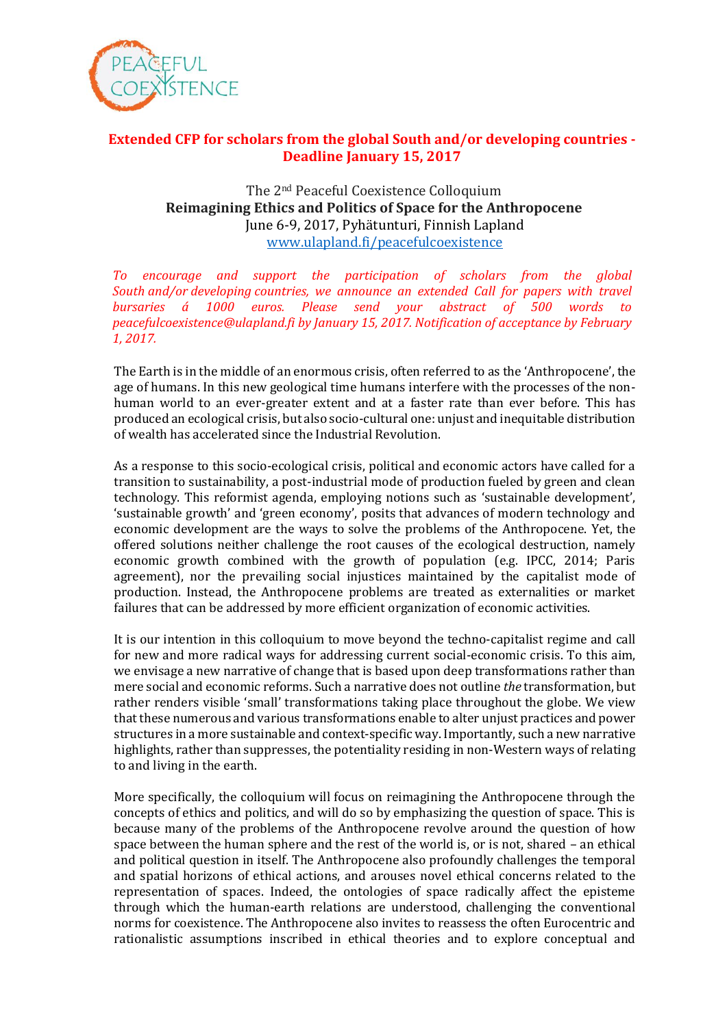**Extended CFP for scholars from the global South and/or developing countries - Deadline January 15, 2017**

The 2nd Peaceful Coexistence Colloquium

**Reimagining Ethics and Politics of Space for the Anthropocene**

June 6-9, 2017, Pyhätunturi, Finnish Lapland

www.ulapland.fi/peacefulcoexistence

*To encourage and support the participation of scholars from the global South and/or developing countries, we announce an extended Call for papers with travel bursaries á 1000 euros. Please send your abstract of 500 words to peacefulcoexistence@ulapland.fi by January 15, 2017. Notification of acceptance by February 1, 2017.*

The Earth is in the middle of an enormous crisis, often referred to as the 'Anthropocene', the age of humans. In this new geological time humans interfere with the processes of the non-human world to an ever-greater extent and at a faster rate than ever before. This has produced an ecological crisis, but also socio-cultural one: unjust and inequitable distribution of wealth has accelerated since the Industrial Revolution.

As a response to this socio-ecological crisis, political and economic actors have called for a transition to sustainability, a post-industrial mode of production fueled by green and clean technology. This reformist agenda, employing notions such as 'sustainable development', 'sustainable growth' and 'green economy', posits that advances of modern technology and economic development are the ways to solve the problems of the Anthropocene. Yet, the offered solutions neither challenge the root causes of the ecological destruction, namely economic growth combined with the growth of population (e.g. IPCC, 2014; Paris agreement), nor the prevailing social injustices maintained by the capitalist mode of production. Instead, the Anthropocene problems are treated as externalities or market failures that can be addressed by more efficient organization of economic activities.

It is our intention in this colloquium to move beyond the techno-capitalist regime and call for new and more radical ways for addressing current social-economic crisis. To this aim, we envisage a new narrative of change that is based upon deep transformations rather than mere social and economic reforms. Such a narrative does not outline *the* transformation, but rather renders visible 'small' transformations taking place throughout the globe. We view that these numerous and various transformations enable to alter unjust practices and power structures in a more sustainable and context-specific way. Importantly, such a new narrative highlights, rather than suppresses, the potentiality residing in non-Western ways of relating to and living in the earth.

More specifically, the colloquium will focus on reimagining the Anthropocene through the concepts of ethics and politics, and will do so by emphasizing the question of space. This is because many of the problems of the Anthropocene revolve around the question of how space between the human sphere and the rest of the world is, or is not, shared – an ethical and political question in itself. The Anthropocene also profoundly challenges the temporal and spatial horizons of ethical actions, and arouses novel ethical concerns related to the representation of spaces. Indeed, the ontologies of space radically affect the episteme through which the human-earth relations are understood, challenging the conventional norms for coexistence. The Anthropocene also invites to reassess the often Eurocentric and rationalistic assumptions inscribed in ethical theories and to explore conceptual and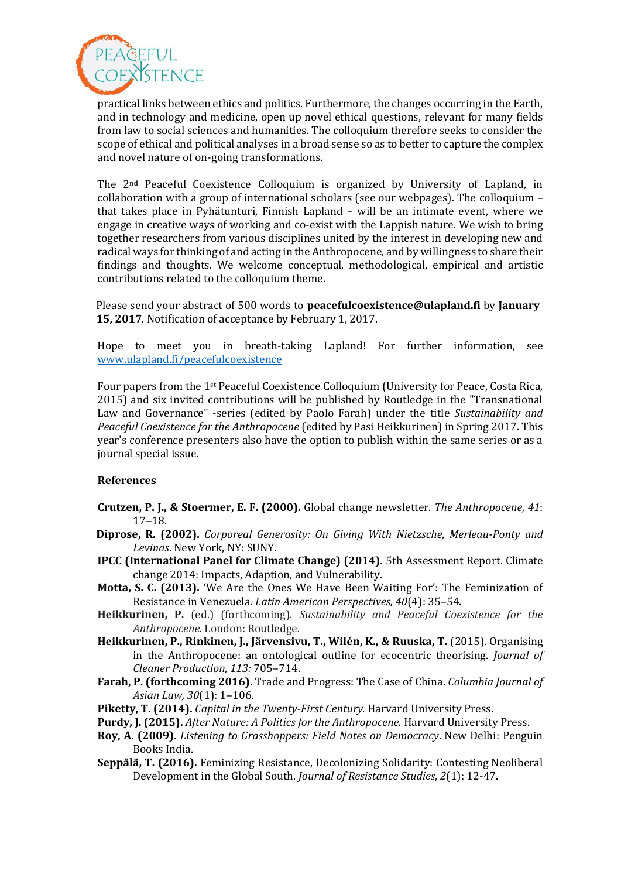practical links between ethics and politics. Furthermore, the changes occurring in the Earth, and in technology and medicine, open up novel ethical questions, relevant for many fields from law to social sciences and humanities. The colloquium therefore seeks to consider the scope of ethical and political analyses in a broad sense so as to better to capture the complex and novel nature of on-going transformations.

The 2nd Peaceful Coexistence Colloquium is organized by University of Lapland, in collaboration with a group of international scholars (see our webpages). The colloquium – that takes place in Pyhätunturi, Finnish Lapland – will be an intimate event, where we engage in creative ways of working and co-exist with the Lappish nature. We wish to bring together researchers from various disciplines united by the interest in developing new and radical ways for thinking of and acting in the Anthropocene, and by willingness to share their findings and thoughts. We welcome conceptual, methodological, empirical and artistic contributions related to the colloquium theme.

Please send your abstract of 500 words to **peacefulcoexistence@ulapland.fi** by **January 15, 2017**. Notification of acceptance by February 1, 2017.

Hope to meet you in breath-taking Lapland! For further information, see [www.ulapland.fi/peacefulcoexistence](www.ulapland.fi/peacefulcoexistence)

Four papers from the 1st Peaceful Coexistence Colloquium (University for Peace, Costa Rica, 2015) and six invited contributions will be published by Routledge in the "Transnational Law and Governance" -series (edited by Paolo Farah) under the title *Sustainability and Peaceful Coexistence for the Anthropocene* (edited by Pasi Heikkurinen) in Spring 2017. This year's conference presenters also have the option to publish within the same series or as a journal special issue.

**References**

**Crutzen, P. J., & Stoermer, E. F. (2000).** Global change newsletter. *The Anthropocene, 41*: 17–18.

**Diprose, R. (2002).** *Corporeal Generosity: On Giving With Nietzsche, Merleau-Ponty and Levinas*. New York, NY: SUNY.

**IPCC (International Panel for Climate Change) (2014).** 5th Assessment Report. Climate change 2014: Impacts, Adaption, and Vulnerability.

**Motta, S. C. (2013).** 'We Are the Ones We Have Been Waiting For': The Feminization of Resistance in Venezuela. *Latin American Perspectives, 40*(4): 35–54.

**Heikkurinen, P.** (ed.) (forthcoming). *Sustainability and Peaceful Coexistence for the Anthropocene.* London: Routledge.

**Heikkurinen, P., Rinkinen, J., Järvensivu, T., Wilén, K., & Ruuska, T.** (2015). Organising in the Anthropocene: an ontological outline for ecocentric theorising. *Journal of Cleaner Production, 113:* 705–714.

**Farah, P. (forthcoming 2016).** Trade and Progress: The Case of China. *Columbia Journal of Asian Law, 30*(1): 1–106.

**Piketty, T. (2014).** *Capital in the Twenty-First Century.* Harvard University Press.

**Purdy, J. (2015).** *After Nature: A Politics for the Anthropocene*. Harvard University Press.

**Roy, A. (2009).** *Listening to Grasshoppers: Field Notes on Democracy*. New Delhi: Penguin Books India.

**Seppälä, T. (2016).** Feminizing Resistance, Decolonizing Solidarity: Contesting Neoliberal Development in the Global South. *Journal of Resistance Studies*, *2*(1): 12-47.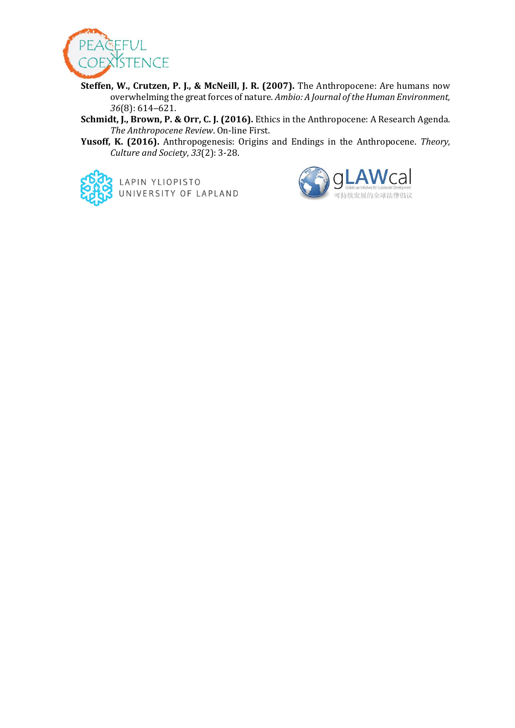**Steffen, W., Crutzen, P. J., & McNeill, J. R. (2007).** The Anthropocene: Are humans now overwhelming the great forces of nature. *Ambio: A Journal of the Human Environment, 36*(8): 614–621.

**Schmidt, J., Brown, P. & Orr, C. J. (2016).** Ethics in the Anthropocene: A Research Agenda. *The Anthropocene Review*. On-line First.

**Yusoff, K. (2016).** Anthropogenesis: Origins and Endings in the Anthropocene. *Theory, Culture and Society*, *33*(2): 3-28.